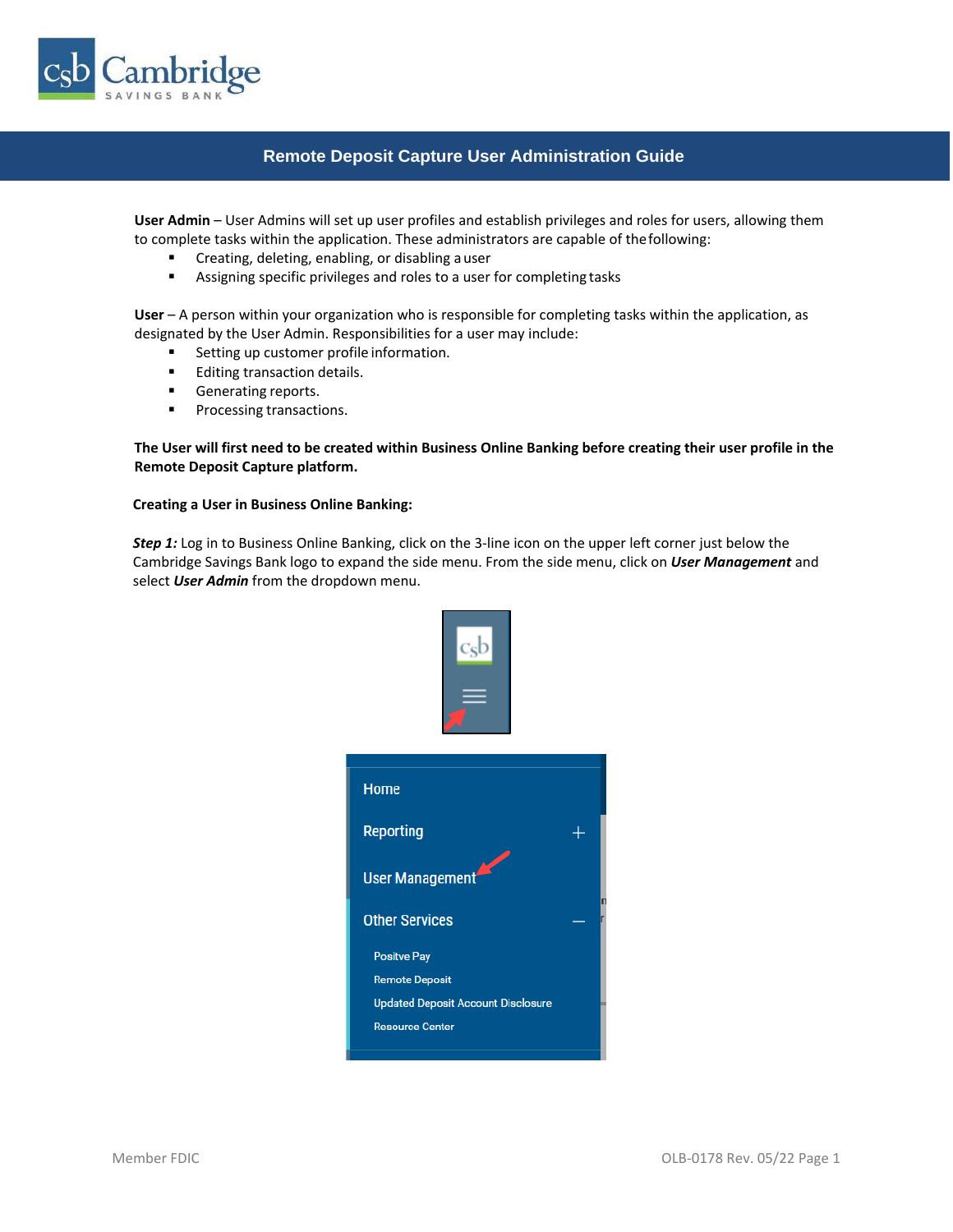# Remote Deposit Capture User Administration Guide

**User Admin** – User Admins will set up user profiles and establish privileges and roles for users, allowing them to complete tasks within the application. These administrators are capable of the following:

- Creating, deleting, enabling, or disabling a user
- Assigning specific privileges and roles to a user for completing tasks

**User** – A person within your organization who is responsible for completing tasks within the application, as designated by the User Admin. Responsibilities for a user may include:

- Setting up customer profile information.
- Editing transaction details.
- Generating reports.
- Processing transactions.

**The User will first need to be created within Business Online Banking before creating their user profile in the Remote Deposit Capture platform.**

**Creating a User in Business Online Banking:**

***Step 1:*** Log in to Business Online Banking, click on the 3-line icon on the upper left corner just below the Cambridge Savings Bank logo to expand the side menu. From the side menu, click on ***User Management*** and select ***User Admin*** from the dropdown menu.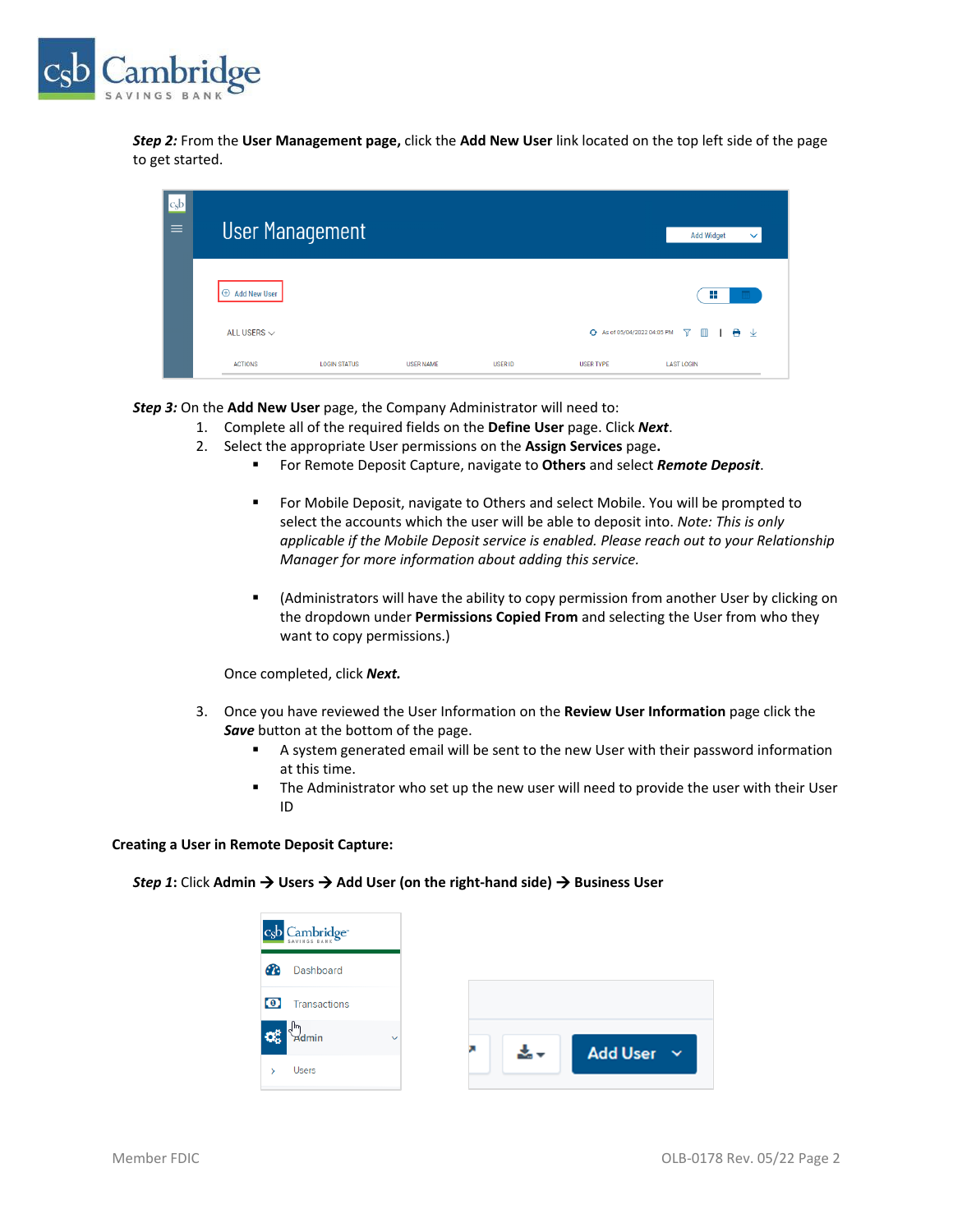***Step 2:*** From the **User Management page,** click the **Add New User** link located on the top left side of the page to get started.

***Step 3:*** On the **Add New User** page, the Company Administrator will need to:

1. Complete all of the required fields on the **Define User** page. Click ***Next***.
2. Select the appropriate User permissions on the **Assign Services** page**.**
   - For Remote Deposit Capture, navigate to **Others** and select ***Remote Deposit***.
   - For Mobile Deposit, navigate to Others and select Mobile. You will be prompted to select the accounts which the user will be able to deposit into. *Note: This is only applicable if the Mobile Deposit service is enabled. Please reach out to your Relationship Manager for more information about adding this service.*
   - (Administrators will have the ability to copy permission from another User by clicking on the dropdown under **Permissions Copied From** and selecting the User from who they want to copy permissions.)

   Once completed, click ***Next.***

3. Once you have reviewed the User Information on the **Review User Information** page click the ***Save*** button at the bottom of the page.
   - A system generated email will be sent to the new User with their password information at this time.
   - The Administrator who set up the new user will need to provide the user with their User ID

**Creating a User in Remote Deposit Capture:**

***Step 1*:** Click **Admin → Users → Add User (on the right-hand side) → Business User**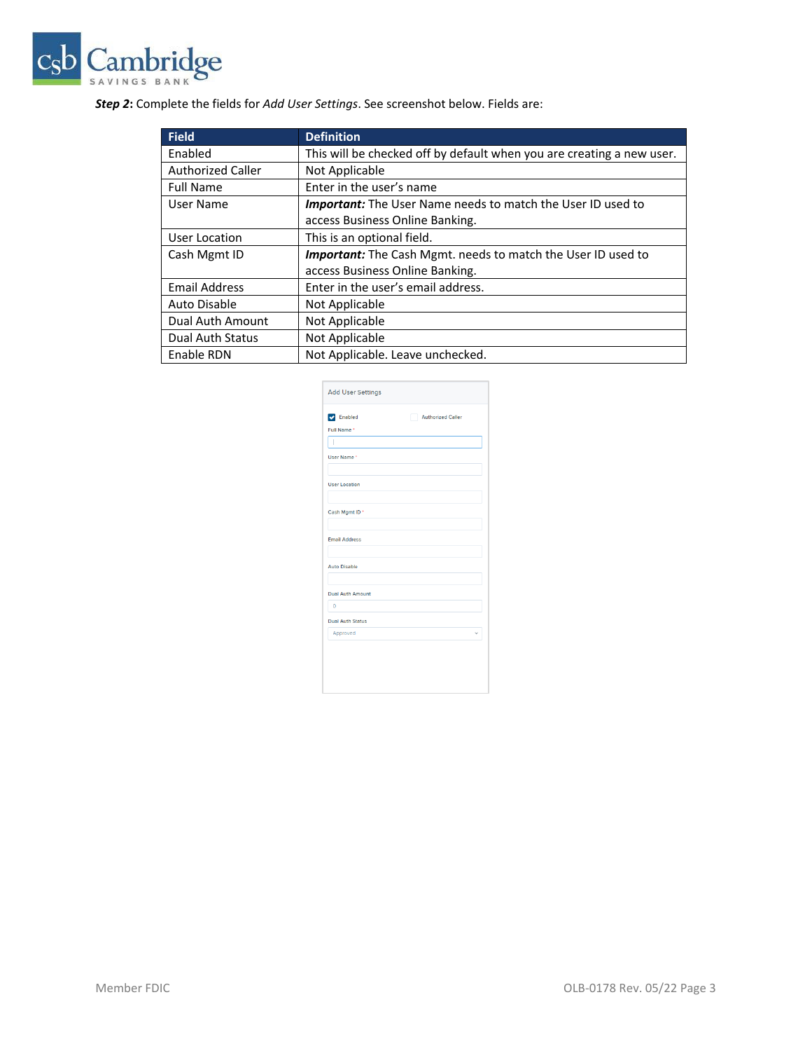***Step 2***: Complete the fields for *Add User Settings*. See screenshot below. Fields are:

| Field | Definition |
|---|---|
| Enabled | This will be checked off by default when you are creating a new user. |
| Authorized Caller | Not Applicable |
| Full Name | Enter in the user's name |
| User Name | ***Important:*** The User Name needs to match the User ID used to access Business Online Banking. |
| User Location | This is an optional field. |
| Cash Mgmt ID | ***Important:*** The Cash Mgmt. needs to match the User ID used to access Business Online Banking. |
| Email Address | Enter in the user's email address. |
| Auto Disable | Not Applicable |
| Dual Auth Amount | Not Applicable |
| Dual Auth Status | Not Applicable |
| Enable RDN | Not Applicable. Leave unchecked. |

Add User Settings

- [x] Enabled
- [ ] Authorized Caller

Full Name *

User Name *

User Location

Cash Mgmt ID *

Email Address

Auto Disable

Dual Auth Amount

0

Dual Auth Status

Approved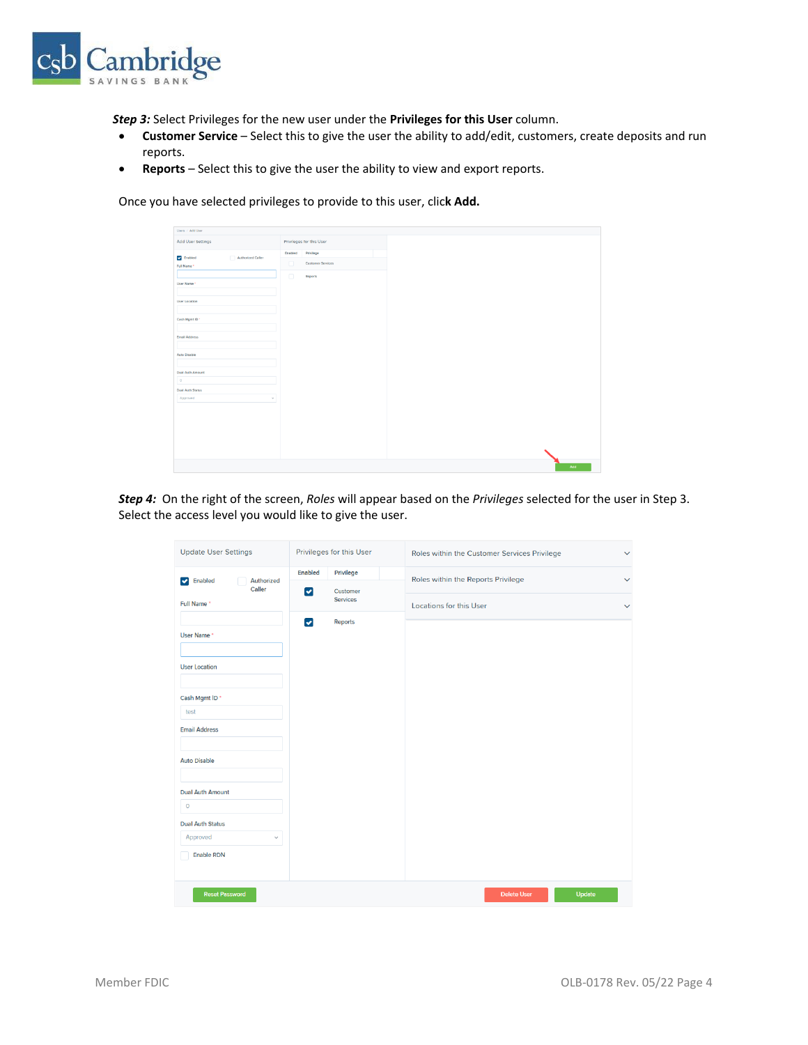***Step 3:*** Select Privileges for the new user under the **Privileges for this User** column.

- **Customer Service** – Select this to give the user the ability to add/edit, customers, create deposits and run reports.
- **Reports** – Select this to give the user the ability to view and export reports.

Once you have selected privileges to provide to this user, click **Add.**

***Step 4:*** On the right of the screen, *Roles* will appear based on the *Privileges* selected for the user in Step 3. Select the access level you would like to give the user.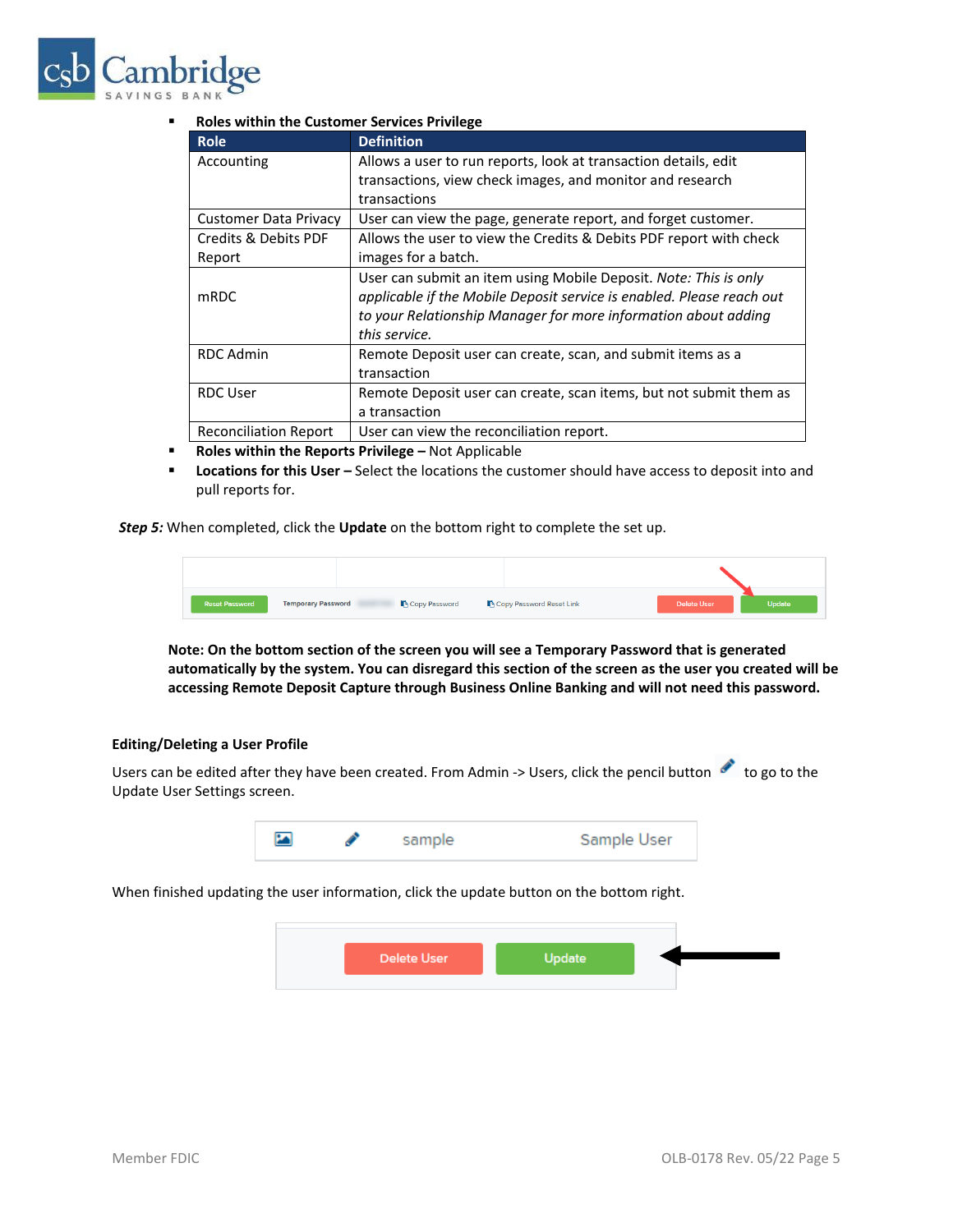- **Roles within the Customer Services Privilege**

| Role | Definition |
|---|---|
| Accounting | Allows a user to run reports, look at transaction details, edit transactions, view check images, and monitor and research transactions |
| Customer Data Privacy | User can view the page, generate report, and forget customer. |
| Credits & Debits PDF Report | Allows the user to view the Credits & Debits PDF report with check images for a batch. |
| mRDC | User can submit an item using Mobile Deposit. *Note: This is only applicable if the Mobile Deposit service is enabled. Please reach out to your Relationship Manager for more information about adding this service.* |
| RDC Admin | Remote Deposit user can create, scan, and submit items as a transaction |
| RDC User | Remote Deposit user can create, scan items, but not submit them as a transaction |
| Reconciliation Report | User can view the reconciliation report. |

- **Roles within the Reports Privilege –** Not Applicable
- **Locations for this User –** Select the locations the customer should have access to deposit into and pull reports for.

***Step 5:*** When completed, click the **Update** on the bottom right to complete the set up.

**Note: On the bottom section of the screen you will see a Temporary Password that is generated automatically by the system. You can disregard this section of the screen as the user you created will be accessing Remote Deposit Capture through Business Online Banking and will not need this password.**

**Editing/Deleting a User Profile**

Users can be edited after they have been created. From Admin -> Users, click the pencil button to go to the Update User Settings screen.

When finished updating the user information, click the update button on the bottom right.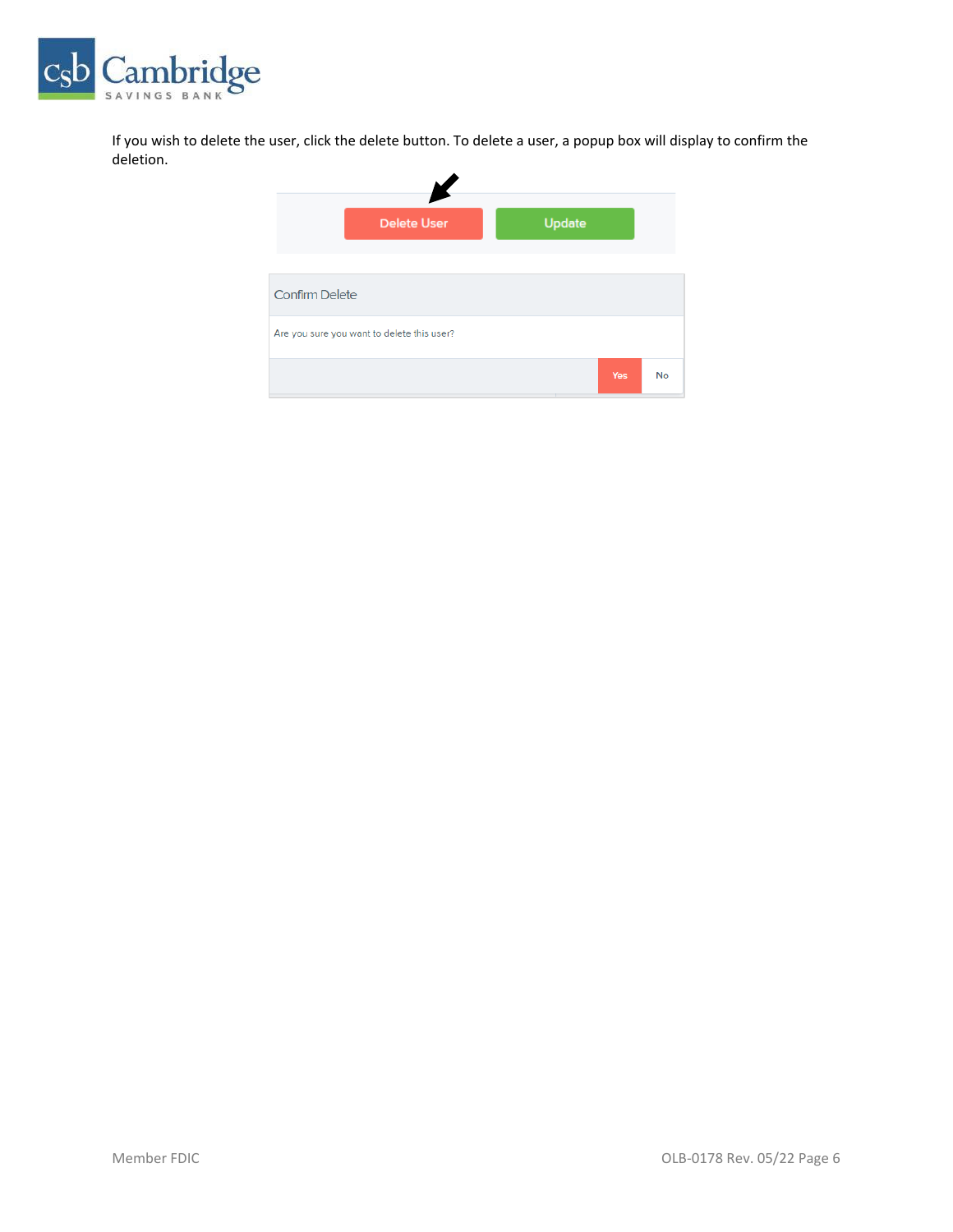If you wish to delete the user, click the delete button. To delete a user, a popup box will display to confirm the deletion.

Delete User

Update

Confirm Delete

Are you sure you want to delete this user?

Yes

No

Member FDIC

OLB-0178 Rev. 05/22